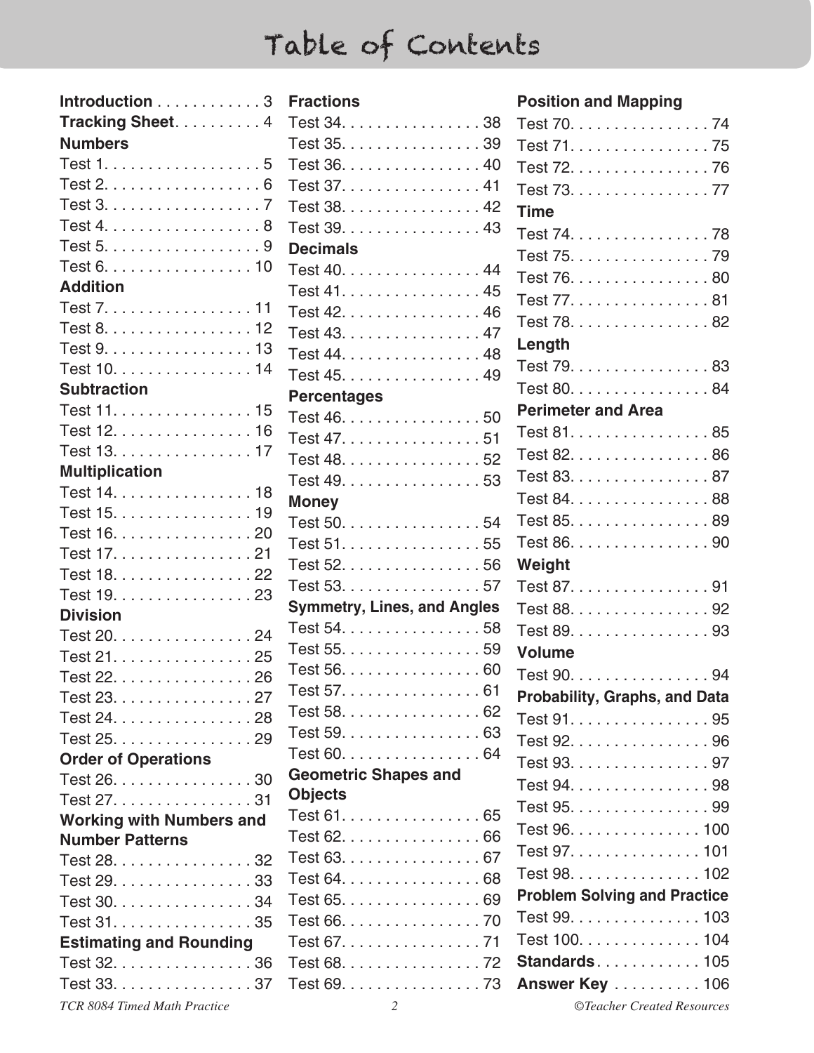# Table of Contents

**Introduction** . . . . . . . . . . . . 3
**Tracking Sheet** . . . . . . . . . . 4

**Numbers**
Test 1. . . . . . . . . . . . . . . . . . 5
Test 2. . . . . . . . . . . . . . . . . . 6
Test 3. . . . . . . . . . . . . . . . . . 7
Test 4. . . . . . . . . . . . . . . . . . 8
Test 5. . . . . . . . . . . . . . . . . . 9
Test 6. . . . . . . . . . . . . . . . . 10

**Addition**
Test 7. . . . . . . . . . . . . . . . . 11
Test 8. . . . . . . . . . . . . . . . . 12
Test 9. . . . . . . . . . . . . . . . . 13
Test 10. . . . . . . . . . . . . . . . 14

**Subtraction**
Test 11. . . . . . . . . . . . . . . . 15
Test 12. . . . . . . . . . . . . . . . 16
Test 13. . . . . . . . . . . . . . . . 17

**Multiplication**
Test 14. . . . . . . . . . . . . . . . 18
Test 15. . . . . . . . . . . . . . . . 19
Test 16. . . . . . . . . . . . . . . . 20
Test 17. . . . . . . . . . . . . . . . 21
Test 18. . . . . . . . . . . . . . . . 22
Test 19. . . . . . . . . . . . . . . . 23

**Division**
Test 20. . . . . . . . . . . . . . . . 24
Test 21. . . . . . . . . . . . . . . . 25
Test 22. . . . . . . . . . . . . . . . 26
Test 23. . . . . . . . . . . . . . . . 27
Test 24. . . . . . . . . . . . . . . . 28
Test 25. . . . . . . . . . . . . . . . 29

**Order of Operations**
Test 26. . . . . . . . . . . . . . . . 30
Test 27. . . . . . . . . . . . . . . . 31

**Working with Numbers and Number Patterns**
Test 28. . . . . . . . . . . . . . . . 32
Test 29. . . . . . . . . . . . . . . . 33
Test 30. . . . . . . . . . . . . . . . 34
Test 31. . . . . . . . . . . . . . . . 35

**Estimating and Rounding**
Test 32. . . . . . . . . . . . . . . . 36
Test 33. . . . . . . . . . . . . . . . 37

**Fractions**
Test 34. . . . . . . . . . . . . . . . 38
Test 35. . . . . . . . . . . . . . . . 39
Test 36. . . . . . . . . . . . . . . . 40
Test 37. . . . . . . . . . . . . . . . 41
Test 38. . . . . . . . . . . . . . . . 42
Test 39. . . . . . . . . . . . . . . . 43

**Decimals**
Test 40. . . . . . . . . . . . . . . . 44
Test 41. . . . . . . . . . . . . . . . 45
Test 42. . . . . . . . . . . . . . . . 46
Test 43. . . . . . . . . . . . . . . . 47
Test 44. . . . . . . . . . . . . . . . 48
Test 45. . . . . . . . . . . . . . . . 49

**Percentages**
Test 46. . . . . . . . . . . . . . . . 50
Test 47. . . . . . . . . . . . . . . . 51
Test 48. . . . . . . . . . . . . . . . 52
Test 49. . . . . . . . . . . . . . . . 53

**Money**
Test 50. . . . . . . . . . . . . . . . 54
Test 51. . . . . . . . . . . . . . . . 55
Test 52. . . . . . . . . . . . . . . . 56
Test 53. . . . . . . . . . . . . . . . 57

**Symmetry, Lines, and Angles**
Test 54. . . . . . . . . . . . . . . . 58
Test 55. . . . . . . . . . . . . . . . 59
Test 56. . . . . . . . . . . . . . . . 60
Test 57. . . . . . . . . . . . . . . . 61
Test 58. . . . . . . . . . . . . . . . 62
Test 59. . . . . . . . . . . . . . . . 63
Test 60. . . . . . . . . . . . . . . . 64

**Geometric Shapes and Objects**
Test 61. . . . . . . . . . . . . . . . 65
Test 62. . . . . . . . . . . . . . . . 66
Test 63. . . . . . . . . . . . . . . . 67
Test 64. . . . . . . . . . . . . . . . 68
Test 65. . . . . . . . . . . . . . . . 69
Test 66. . . . . . . . . . . . . . . . 70
Test 67. . . . . . . . . . . . . . . . 71
Test 68. . . . . . . . . . . . . . . . 72
Test 69. . . . . . . . . . . . . . . . 73

**Position and Mapping**
Test 70. . . . . . . . . . . . . . . . 74
Test 71. . . . . . . . . . . . . . . . 75
Test 72. . . . . . . . . . . . . . . . 76
Test 73. . . . . . . . . . . . . . . . 77

**Time**
Test 74. . . . . . . . . . . . . . . . 78
Test 75. . . . . . . . . . . . . . . . 79
Test 76. . . . . . . . . . . . . . . . 80
Test 77. . . . . . . . . . . . . . . . 81
Test 78. . . . . . . . . . . . . . . . 82

**Length**
Test 79. . . . . . . . . . . . . . . . 83
Test 80. . . . . . . . . . . . . . . . 84

**Perimeter and Area**
Test 81. . . . . . . . . . . . . . . . 85
Test 82. . . . . . . . . . . . . . . . 86
Test 83. . . . . . . . . . . . . . . . 87
Test 84. . . . . . . . . . . . . . . . 88
Test 85. . . . . . . . . . . . . . . . 89
Test 86. . . . . . . . . . . . . . . . 90

**Weight**
Test 87. . . . . . . . . . . . . . . . 91
Test 88. . . . . . . . . . . . . . . . 92
Test 89. . . . . . . . . . . . . . . . 93

**Volume**
Test 90. . . . . . . . . . . . . . . . 94

**Probability, Graphs, and Data**
Test 91. . . . . . . . . . . . . . . . 95
Test 92. . . . . . . . . . . . . . . . 96
Test 93. . . . . . . . . . . . . . . . 97
Test 94. . . . . . . . . . . . . . . . 98
Test 95. . . . . . . . . . . . . . . . 99
Test 96. . . . . . . . . . . . . . . 100
Test 97. . . . . . . . . . . . . . . 101
Test 98. . . . . . . . . . . . . . . 102

**Problem Solving and Practice**
Test 99. . . . . . . . . . . . . . . 103
Test 100. . . . . . . . . . . . . . 104

**Standards** . . . . . . . . . . . . 105
**Answer Key** . . . . . . . . . . 106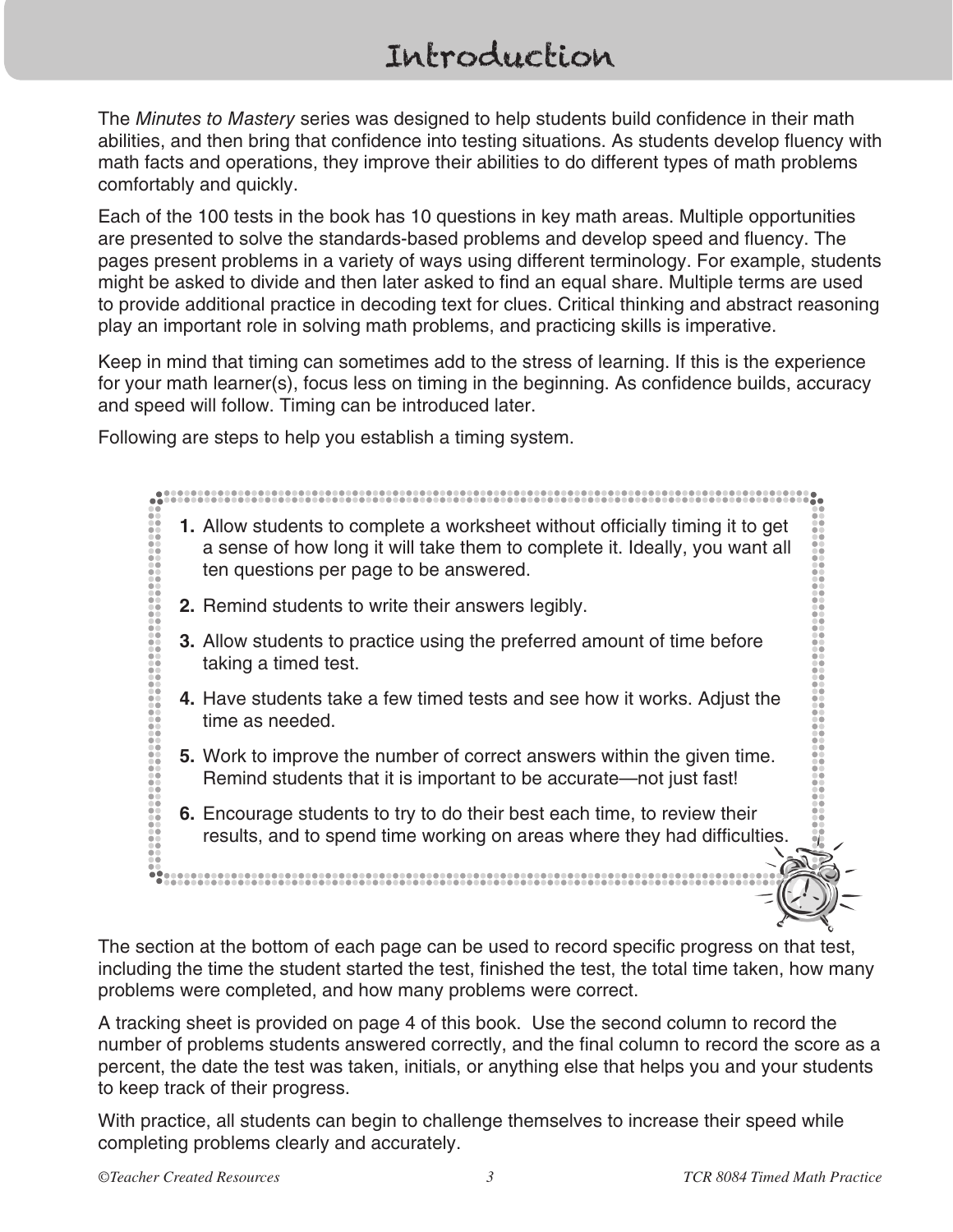# Introduction

The *Minutes to Mastery* series was designed to help students build confidence in their math abilities, and then bring that confidence into testing situations. As students develop fluency with math facts and operations, they improve their abilities to do different types of math problems comfortably and quickly.

Each of the 100 tests in the book has 10 questions in key math areas. Multiple opportunities are presented to solve the standards-based problems and develop speed and fluency. The pages present problems in a variety of ways using different terminology. For example, students might be asked to divide and then later asked to find an equal share. Multiple terms are used to provide additional practice in decoding text for clues. Critical thinking and abstract reasoning play an important role in solving math problems, and practicing skills is imperative.

Keep in mind that timing can sometimes add to the stress of learning. If this is the experience for your math learner(s), focus less on timing in the beginning. As confidence builds, accuracy and speed will follow. Timing can be introduced later.

Following are steps to help you establish a timing system.

1. Allow students to complete a worksheet without officially timing it to get a sense of how long it will take them to complete it. Ideally, you want all ten questions per page to be answered.
2. Remind students to write their answers legibly.
3. Allow students to practice using the preferred amount of time before taking a timed test.
4. Have students take a few timed tests and see how it works. Adjust the time as needed.
5. Work to improve the number of correct answers within the given time. Remind students that it is important to be accurate—not just fast!
6. Encourage students to try to do their best each time, to review their results, and to spend time working on areas where they had difficulties.

The section at the bottom of each page can be used to record specific progress on that test, including the time the student started the test, finished the test, the total time taken, how many problems were completed, and how many problems were correct.

A tracking sheet is provided on page 4 of this book. Use the second column to record the number of problems students answered correctly, and the final column to record the score as a percent, the date the test was taken, initials, or anything else that helps you and your students to keep track of their progress.

With practice, all students can begin to challenge themselves to increase their speed while completing problems clearly and accurately.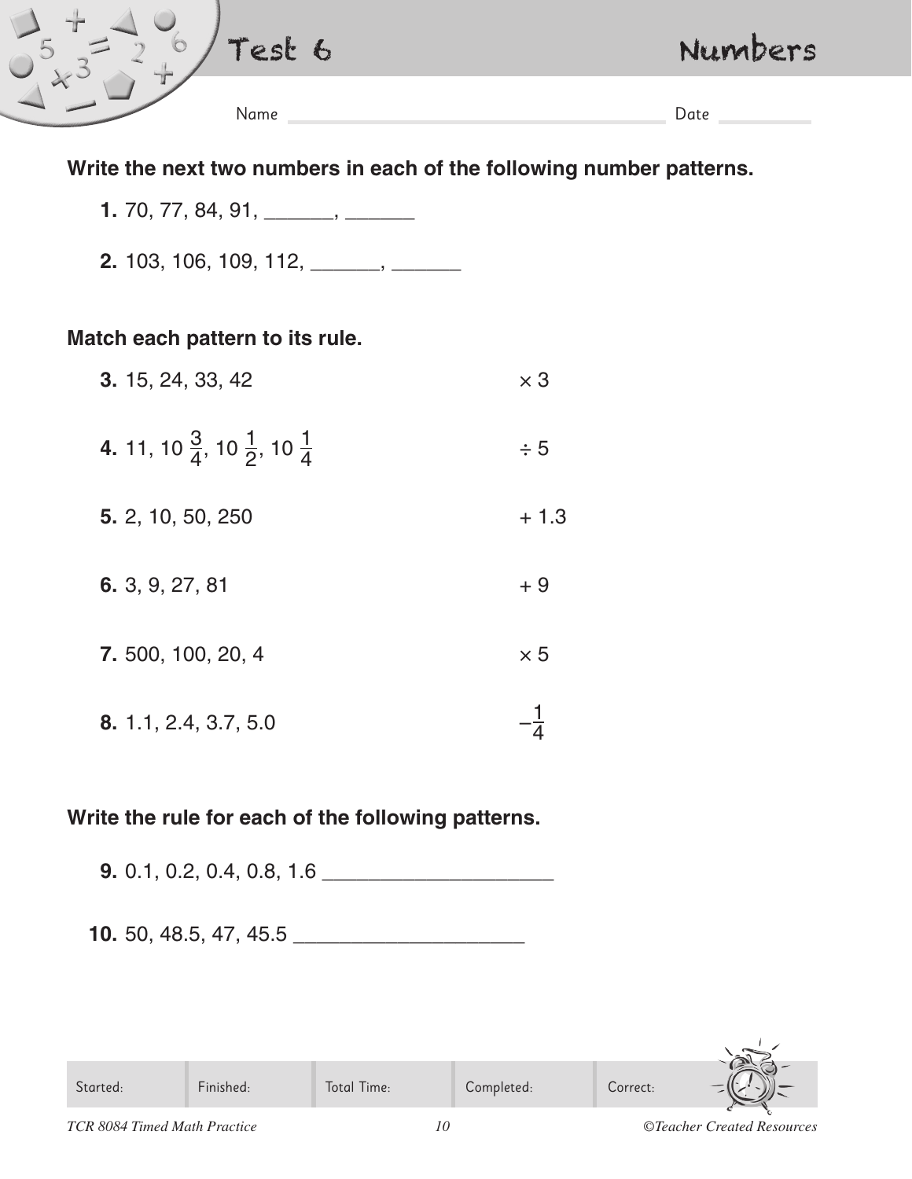# Test 6 — Numbers

Name ______________________________ Date __________

**Write the next two numbers in each of the following number patterns.**

**1.** 70, 77, 84, 91, _______, _______

**2.** 103, 106, 109, 112, _______, _______

**Match each pattern to its rule.**

| | |
|---|---|
| **3.** 15, 24, 33, 42 | $\times 3$ |
| **4.** 11, $10\frac{3}{4}$, $10\frac{1}{2}$, $10\frac{1}{4}$ | $\div 5$ |
| **5.** 2, 10, 50, 250 | $+ 1.3$ |
| **6.** 3, 9, 27, 81 | $+ 9$ |
| **7.** 500, 100, 20, 4 | $\times 5$ |
| **8.** 1.1, 2.4, 3.7, 5.0 | $-\frac{1}{4}$ |

**Write the rule for each of the following patterns.**

**9.** 0.1, 0.2, 0.4, 0.8, 1.6 ____________________

**10.** 50, 48.5, 47, 45.5 ____________________

| Started: | Finished: | Total Time: | Completed: | Correct: |
|---|---|---|---|---|
| | | | | |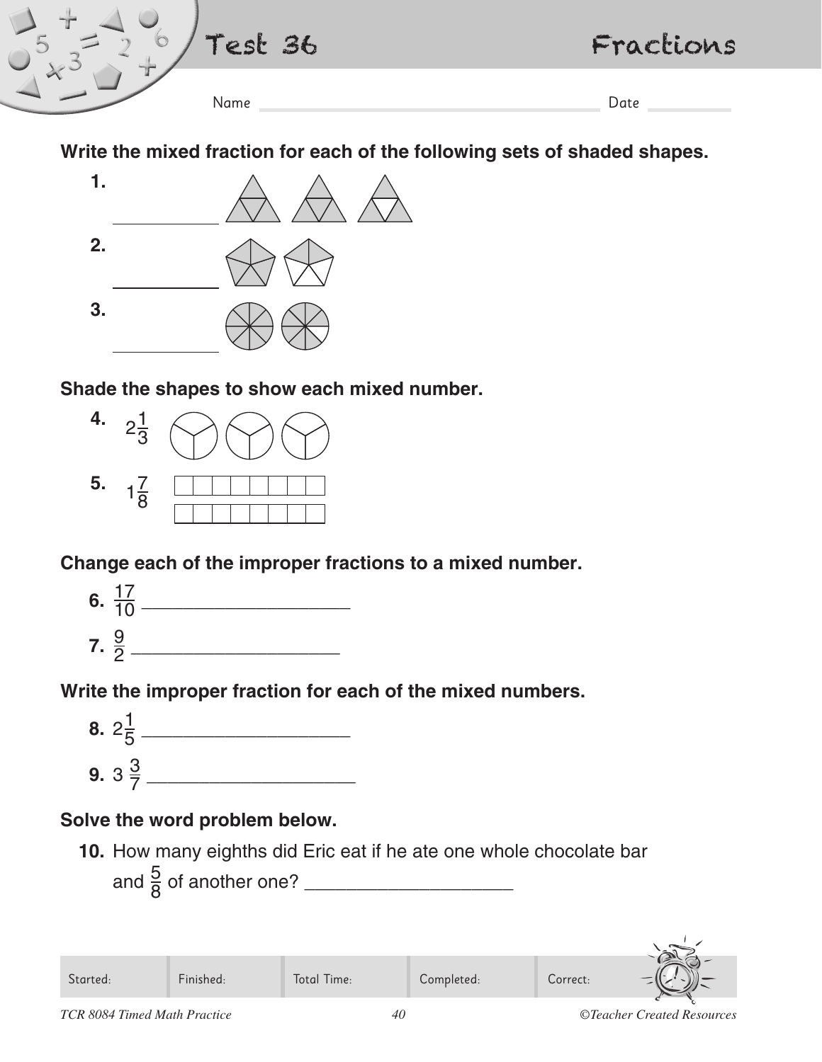# Test 36 — Fractions

Name ______________________ Date __________

**Write the mixed fraction for each of the following sets of shaded shapes.**

1. __________

2. __________

3. __________

**Shade the shapes to show each mixed number.**

4. $2\frac{1}{3}$

5. $1\frac{7}{8}$

**Change each of the improper fractions to a mixed number.**

6. $\frac{17}{10}$ ____________________

7. $\frac{9}{2}$ ____________________

**Write the improper fraction for each of the mixed numbers.**

8. $2\frac{1}{5}$ ____________________

9. $3\,\frac{3}{7}$ ____________________

**Solve the word problem below.**

10. How many eighths did Eric eat if he ate one whole chocolate bar and $\frac{5}{8}$ of another one? ____________________

| Started: | Finished: | Total Time: | Completed: | Correct: |
| --- | --- | --- | --- | --- |
| | | | | |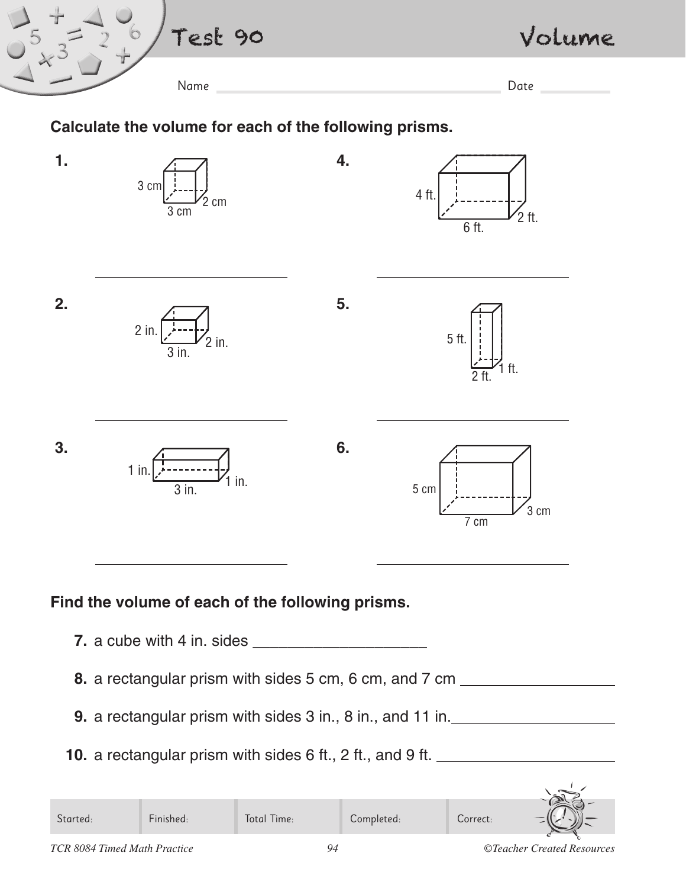# Test 90 — Volume

Name ______________________ Date __________

**Calculate the volume for each of the following prisms.**

**1.**

3 cm
3 cm
2 cm

______________________

**2.**

2 in.
3 in.
2 in.

______________________

**3.**

1 in.
3 in.
1 in.

______________________

**4.**

4 ft.
6 ft.
2 ft.

______________________

**5.**

5 ft.
2 ft.
1 ft.

______________________

**6.**

5 cm
7 cm
3 cm

______________________

**Find the volume of each of the following prisms.**

**7.** a cube with 4 in. sides ____________________

**8.** a rectangular prism with sides 5 cm, 6 cm, and 7 cm ____________________

**9.** a rectangular prism with sides 3 in., 8 in., and 11 in. ____________________

**10.** a rectangular prism with sides 6 ft., 2 ft., and 9 ft. ____________________

| Started: | Finished: | Total Time: | Completed: | Correct: |
|---|---|---|---|---|
| | | | | |